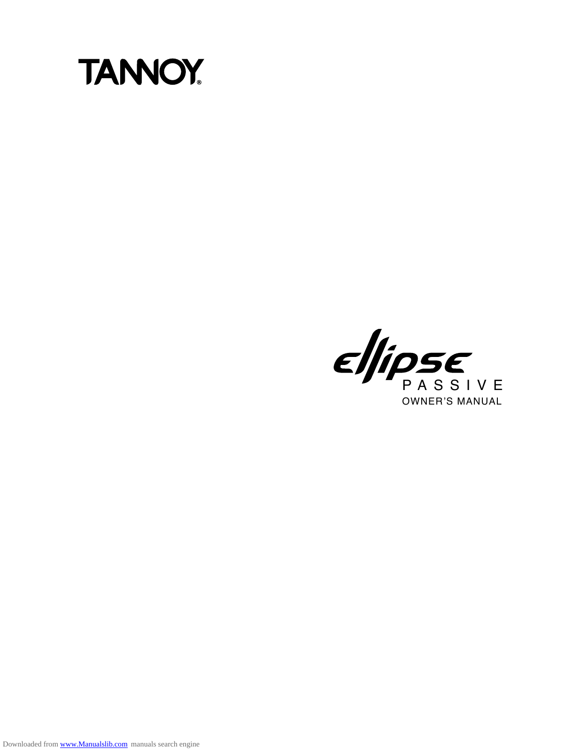# TANNOY

# ellipse

## PASSIVE

OWNER'S MANUAL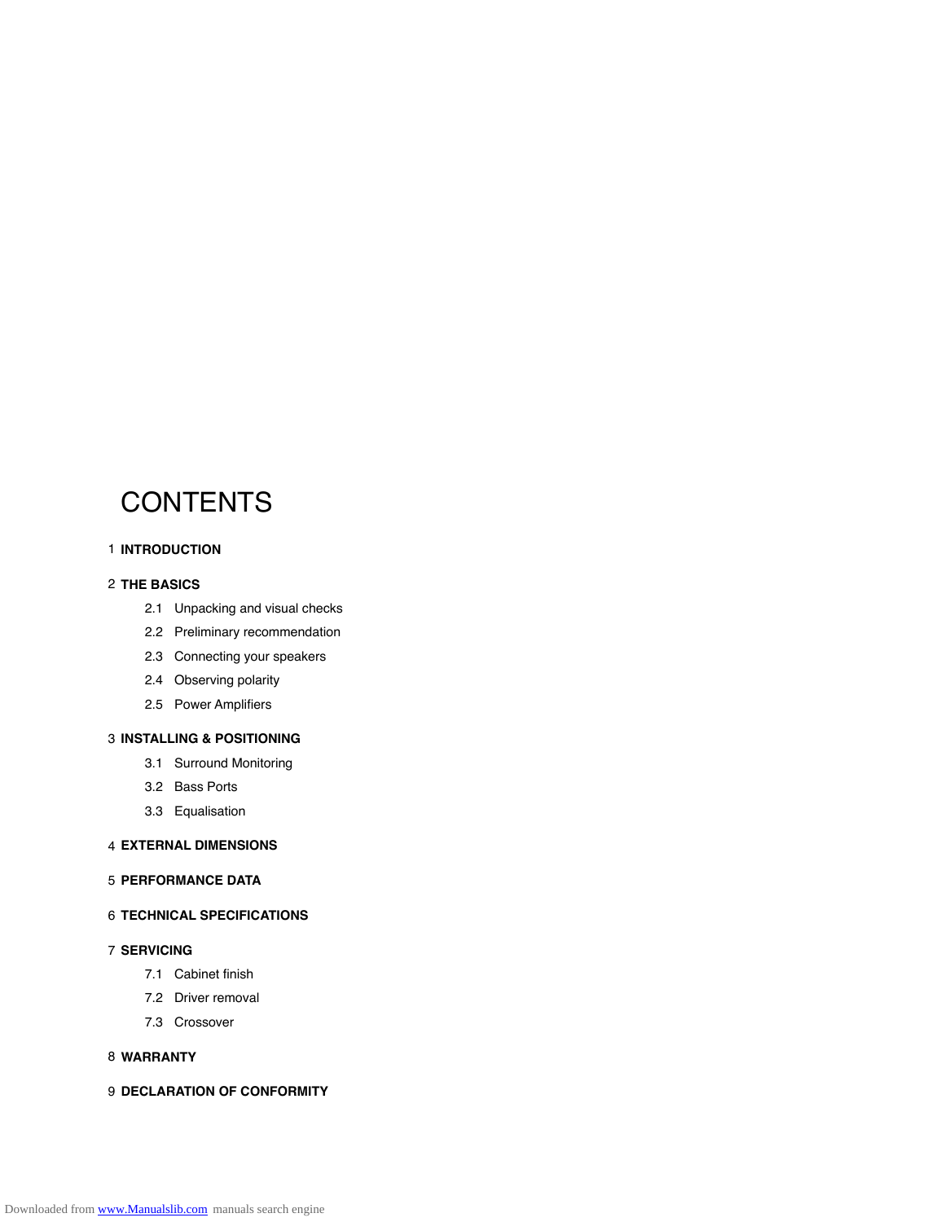# CONTENTS

1 **INTRODUCTION**

2 **THE BASICS**

- 2.1 Unpacking and visual checks
- 2.2 Preliminary recommendation
- 2.3 Connecting your speakers
- 2.4 Observing polarity
- 2.5 Power Amplifiers

3 **INSTALLING & POSITIONING**

- 3.1 Surround Monitoring
- 3.2 Bass Ports
- 3.3 Equalisation

4 **EXTERNAL DIMENSIONS**

5 **PERFORMANCE DATA**

6 **TECHNICAL SPECIFICATIONS**

7 **SERVICING**

- 7.1 Cabinet finish
- 7.2 Driver removal
- 7.3 Crossover

8 **WARRANTY**

9 **DECLARATION OF CONFORMITY**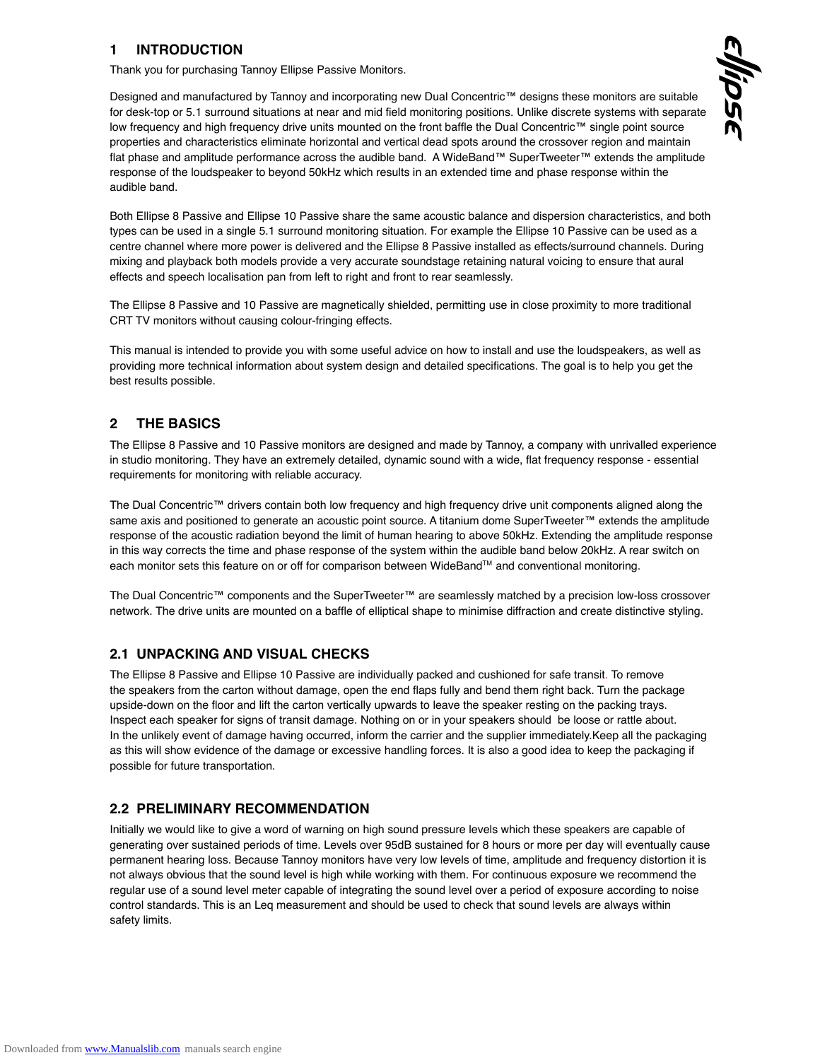# 1 INTRODUCTION

Thank you for purchasing Tannoy Ellipse Passive Monitors.

Designed and manufactured by Tannoy and incorporating new Dual Concentric™ designs these monitors are suitable for desk-top or 5.1 surround situations at near and mid field monitoring positions. Unlike discrete systems with separate low frequency and high frequency drive units mounted on the front baffle the Dual Concentric™ single point source properties and characteristics eliminate horizontal and vertical dead spots around the crossover region and maintain flat phase and amplitude performance across the audible band. A WideBand™ SuperTweeter™ extends the amplitude response of the loudspeaker to beyond 50kHz which results in an extended time and phase response within the audible band.

Both Ellipse 8 Passive and Ellipse 10 Passive share the same acoustic balance and dispersion characteristics, and both types can be used in a single 5.1 surround monitoring situation. For example the Ellipse 10 Passive can be used as a centre channel where more power is delivered and the Ellipse 8 Passive installed as effects/surround channels. During mixing and playback both models provide a very accurate soundstage retaining natural voicing to ensure that aural effects and speech localisation pan from left to right and front to rear seamlessly.

The Ellipse 8 Passive and 10 Passive are magnetically shielded, permitting use in close proximity to more traditional CRT TV monitors without causing colour-fringing effects.

This manual is intended to provide you with some useful advice on how to install and use the loudspeakers, as well as providing more technical information about system design and detailed specifications. The goal is to help you get the best results possible.

# 2 THE BASICS

The Ellipse 8 Passive and 10 Passive monitors are designed and made by Tannoy, a company with unrivalled experience in studio monitoring. They have an extremely detailed, dynamic sound with a wide, flat frequency response - essential requirements for monitoring with reliable accuracy.

The Dual Concentric™ drivers contain both low frequency and high frequency drive unit components aligned along the same axis and positioned to generate an acoustic point source. A titanium dome SuperTweeter™ extends the amplitude response of the acoustic radiation beyond the limit of human hearing to above 50kHz. Extending the amplitude response in this way corrects the time and phase response of the system within the audible band below 20kHz. A rear switch on each monitor sets this feature on or off for comparison between WideBand™ and conventional monitoring.

The Dual Concentric™ components and the SuperTweeter™ are seamlessly matched by a precision low-loss crossover network. The drive units are mounted on a baffle of elliptical shape to minimise diffraction and create distinctive styling.

## 2.1 UNPACKING AND VISUAL CHECKS

The Ellipse 8 Passive and Ellipse 10 Passive are individually packed and cushioned for safe transit. To remove the speakers from the carton without damage, open the end flaps fully and bend them right back. Turn the package upside-down on the floor and lift the carton vertically upwards to leave the speaker resting on the packing trays. Inspect each speaker for signs of transit damage. Nothing on or in your speakers should be loose or rattle about. In the unlikely event of damage having occurred, inform the carrier and the supplier immediately.Keep all the packaging as this will show evidence of the damage or excessive handling forces. It is also a good idea to keep the packaging if possible for future transportation.

## 2.2 PRELIMINARY RECOMMENDATION

Initially we would like to give a word of warning on high sound pressure levels which these speakers are capable of generating over sustained periods of time. Levels over 95dB sustained for 8 hours or more per day will eventually cause permanent hearing loss. Because Tannoy monitors have very low levels of time, amplitude and frequency distortion it is not always obvious that the sound level is high while working with them. For continuous exposure we recommend the regular use of a sound level meter capable of integrating the sound level over a period of exposure according to noise control standards. This is an Leq measurement and should be used to check that sound levels are always within safety limits.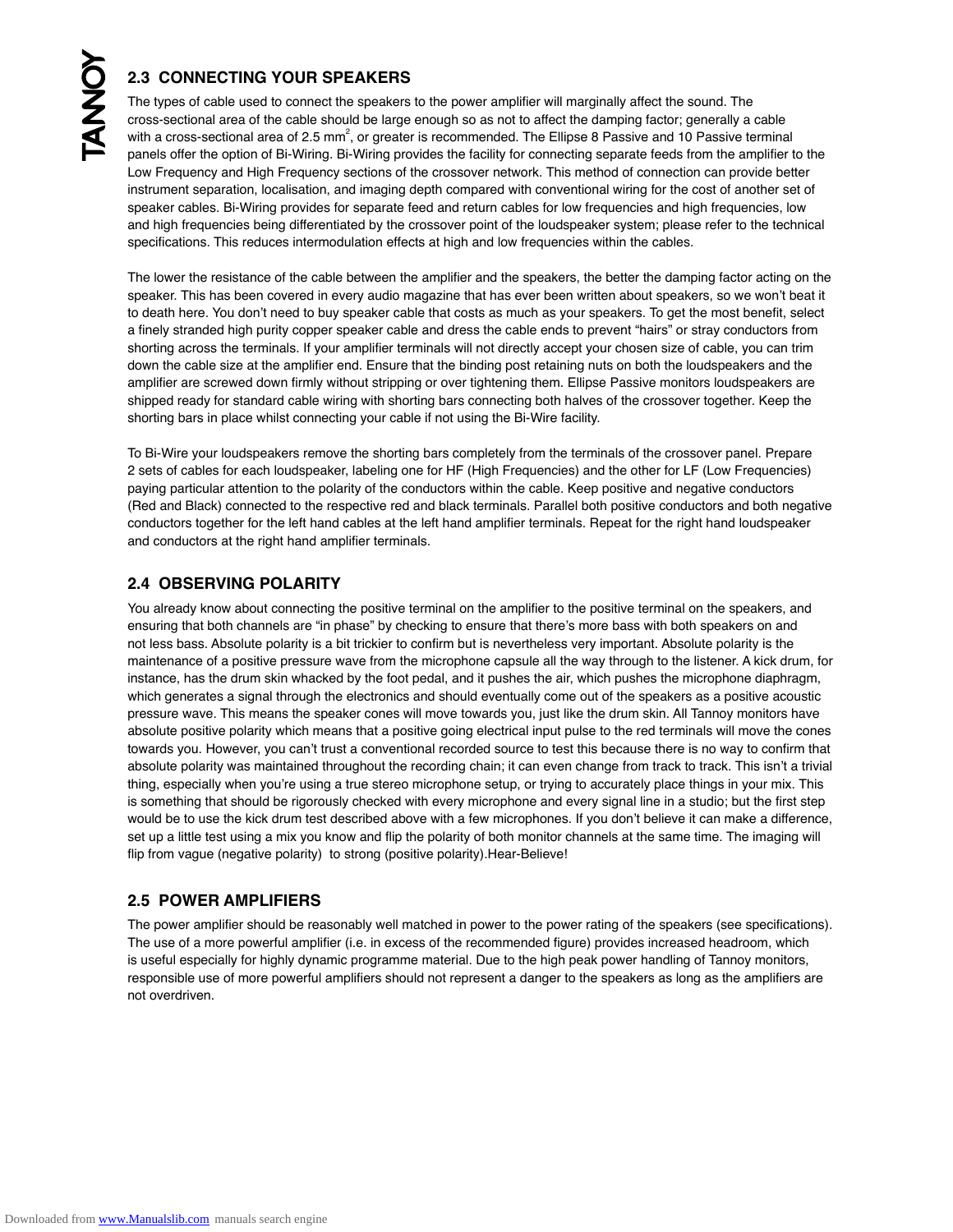## 2.3 CONNECTING YOUR SPEAKERS

The types of cable used to connect the speakers to the power amplifier will marginally affect the sound. The cross-sectional area of the cable should be large enough so as not to affect the damping factor; generally a cable with a cross-sectional area of 2.5 $mm^2$, or greater is recommended. The Ellipse 8 Passive and 10 Passive terminal panels offer the option of Bi-Wiring. Bi-Wiring provides the facility for connecting separate feeds from the amplifier to the Low Frequency and High Frequency sections of the crossover network. This method of connection can provide better instrument separation, localisation, and imaging depth compared with conventional wiring for the cost of another set of speaker cables. Bi-Wiring provides for separate feed and return cables for low frequencies and high frequencies, low and high frequencies being differentiated by the crossover point of the loudspeaker system; please refer to the technical specifications. This reduces intermodulation effects at high and low frequencies within the cables.

The lower the resistance of the cable between the amplifier and the speakers, the better the damping factor acting on the speaker. This has been covered in every audio magazine that has ever been written about speakers, so we won't beat it to death here. You don't need to buy speaker cable that costs as much as your speakers. To get the most benefit, select a finely stranded high purity copper speaker cable and dress the cable ends to prevent "hairs" or stray conductors from shorting across the terminals. If your amplifier terminals will not directly accept your chosen size of cable, you can trim down the cable size at the amplifier end. Ensure that the binding post retaining nuts on both the loudspeakers and the amplifier are screwed down firmly without stripping or over tightening them. Ellipse Passive monitors loudspeakers are shipped ready for standard cable wiring with shorting bars connecting both halves of the crossover together. Keep the shorting bars in place whilst connecting your cable if not using the Bi-Wire facility.

To Bi-Wire your loudspeakers remove the shorting bars completely from the terminals of the crossover panel. Prepare 2 sets of cables for each loudspeaker, labeling one for HF (High Frequencies) and the other for LF (Low Frequencies) paying particular attention to the polarity of the conductors within the cable. Keep positive and negative conductors (Red and Black) connected to the respective red and black terminals. Parallel both positive conductors and both negative conductors together for the left hand cables at the left hand amplifier terminals. Repeat for the right hand loudspeaker and conductors at the right hand amplifier terminals.

## 2.4 OBSERVING POLARITY

You already know about connecting the positive terminal on the amplifier to the positive terminal on the speakers, and ensuring that both channels are "in phase" by checking to ensure that there's more bass with both speakers on and not less bass. Absolute polarity is a bit trickier to confirm but is nevertheless very important. Absolute polarity is the maintenance of a positive pressure wave from the microphone capsule all the way through to the listener. A kick drum, for instance, has the drum skin whacked by the foot pedal, and it pushes the air, which pushes the microphone diaphragm, which generates a signal through the electronics and should eventually come out of the speakers as a positive acoustic pressure wave. This means the speaker cones will move towards you, just like the drum skin. All Tannoy monitors have absolute positive polarity which means that a positive going electrical input pulse to the red terminals will move the cones towards you. However, you can't trust a conventional recorded source to test this because there is no way to confirm that absolute polarity was maintained throughout the recording chain; it can even change from track to track. This isn't a trivial thing, especially when you're using a true stereo microphone setup, or trying to accurately place things in your mix. This is something that should be rigorously checked with every microphone and every signal line in a studio; but the first step would be to use the kick drum test described above with a few microphones. If you don't believe it can make a difference, set up a little test using a mix you know and flip the polarity of both monitor channels at the same time. The imaging will flip from vague (negative polarity) to strong (positive polarity).Hear-Believe!

## 2.5 POWER AMPLIFIERS

The power amplifier should be reasonably well matched in power to the power rating of the speakers (see specifications). The use of a more powerful amplifier (i.e. in excess of the recommended figure) provides increased headroom, which is useful especially for highly dynamic programme material. Due to the high peak power handling of Tannoy monitors, responsible use of more powerful amplifiers should not represent a danger to the speakers as long as the amplifiers are not overdriven.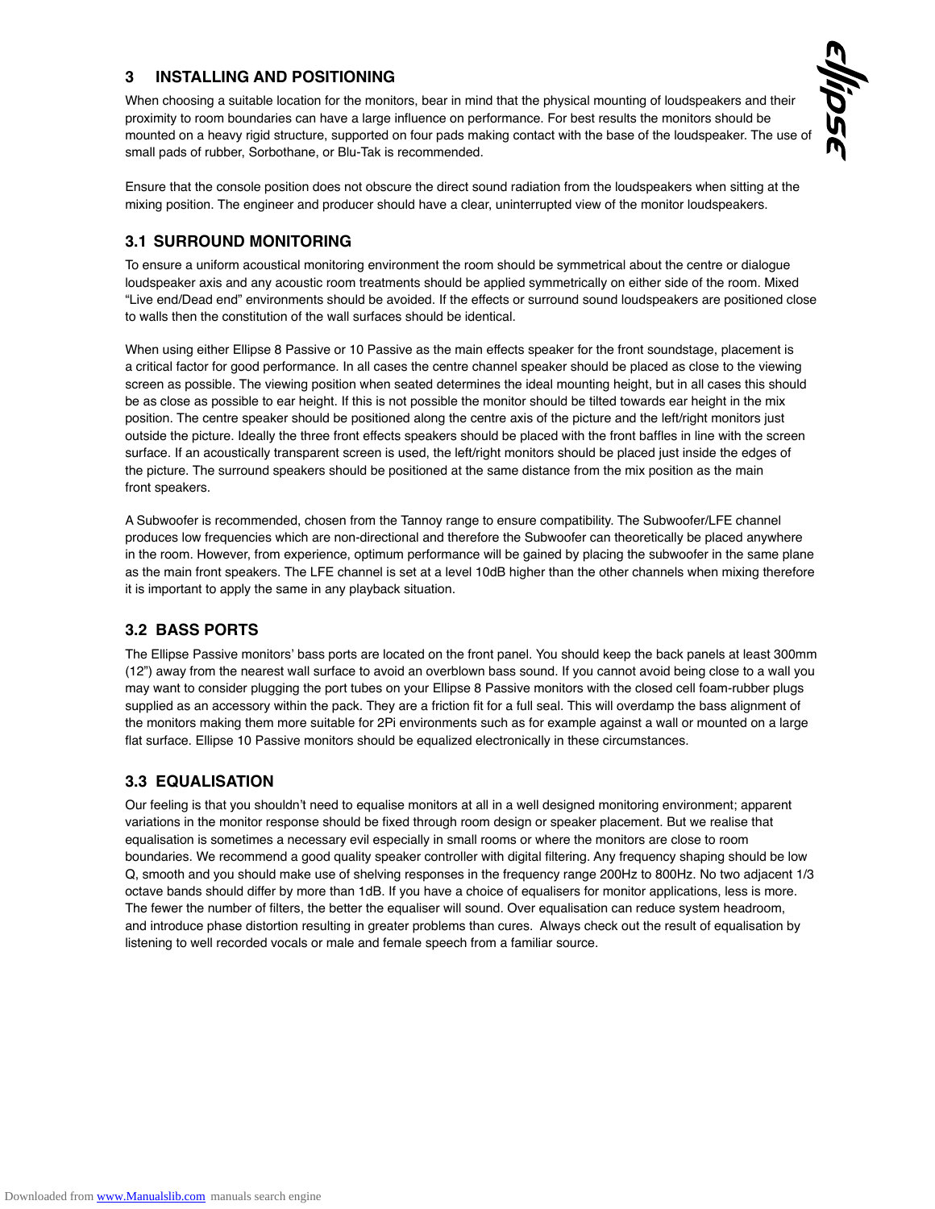# 3 INSTALLING AND POSITIONING

When choosing a suitable location for the monitors, bear in mind that the physical mounting of loudspeakers and their proximity to room boundaries can have a large influence on performance. For best results the monitors should be mounted on a heavy rigid structure, supported on four pads making contact with the base of the loudspeaker. The use of small pads of rubber, Sorbothane, or Blu-Tak is recommended.

Ensure that the console position does not obscure the direct sound radiation from the loudspeakers when sitting at the mixing position. The engineer and producer should have a clear, uninterrupted view of the monitor loudspeakers.

## 3.1 SURROUND MONITORING

To ensure a uniform acoustical monitoring environment the room should be symmetrical about the centre or dialogue loudspeaker axis and any acoustic room treatments should be applied symmetrically on either side of the room. Mixed "Live end/Dead end" environments should be avoided. If the effects or surround sound loudspeakers are positioned close to walls then the constitution of the wall surfaces should be identical.

When using either Ellipse 8 Passive or 10 Passive as the main effects speaker for the front soundstage, placement is a critical factor for good performance. In all cases the centre channel speaker should be placed as close to the viewing screen as possible. The viewing position when seated determines the ideal mounting height, but in all cases this should be as close as possible to ear height. If this is not possible the monitor should be tilted towards ear height in the mix position. The centre speaker should be positioned along the centre axis of the picture and the left/right monitors just outside the picture. Ideally the three front effects speakers should be placed with the front baffles in line with the screen surface. If an acoustically transparent screen is used, the left/right monitors should be placed just inside the edges of the picture. The surround speakers should be positioned at the same distance from the mix position as the main front speakers.

A Subwoofer is recommended, chosen from the Tannoy range to ensure compatibility. The Subwoofer/LFE channel produces low frequencies which are non-directional and therefore the Subwoofer can theoretically be placed anywhere in the room. However, from experience, optimum performance will be gained by placing the subwoofer in the same plane as the main front speakers. The LFE channel is set at a level 10dB higher than the other channels when mixing therefore it is important to apply the same in any playback situation.

## 3.2 BASS PORTS

The Ellipse Passive monitors' bass ports are located on the front panel. You should keep the back panels at least 300mm (12") away from the nearest wall surface to avoid an overblown bass sound. If you cannot avoid being close to a wall you may want to consider plugging the port tubes on your Ellipse 8 Passive monitors with the closed cell foam-rubber plugs supplied as an accessory within the pack. They are a friction fit for a full seal. This will overdamp the bass alignment of the monitors making them more suitable for 2Pi environments such as for example against a wall or mounted on a large flat surface. Ellipse 10 Passive monitors should be equalized electronically in these circumstances.

## 3.3 EQUALISATION

Our feeling is that you shouldn't need to equalise monitors at all in a well designed monitoring environment; apparent variations in the monitor response should be fixed through room design or speaker placement. But we realise that equalisation is sometimes a necessary evil especially in small rooms or where the monitors are close to room boundaries. We recommend a good quality speaker controller with digital filtering. Any frequency shaping should be low Q, smooth and you should make use of shelving responses in the frequency range 200Hz to 800Hz. No two adjacent 1/3 octave bands should differ by more than 1dB. If you have a choice of equalisers for monitor applications, less is more. The fewer the number of filters, the better the equaliser will sound. Over equalisation can reduce system headroom, and introduce phase distortion resulting in greater problems than cures. Always check out the result of equalisation by listening to well recorded vocals or male and female speech from a familiar source.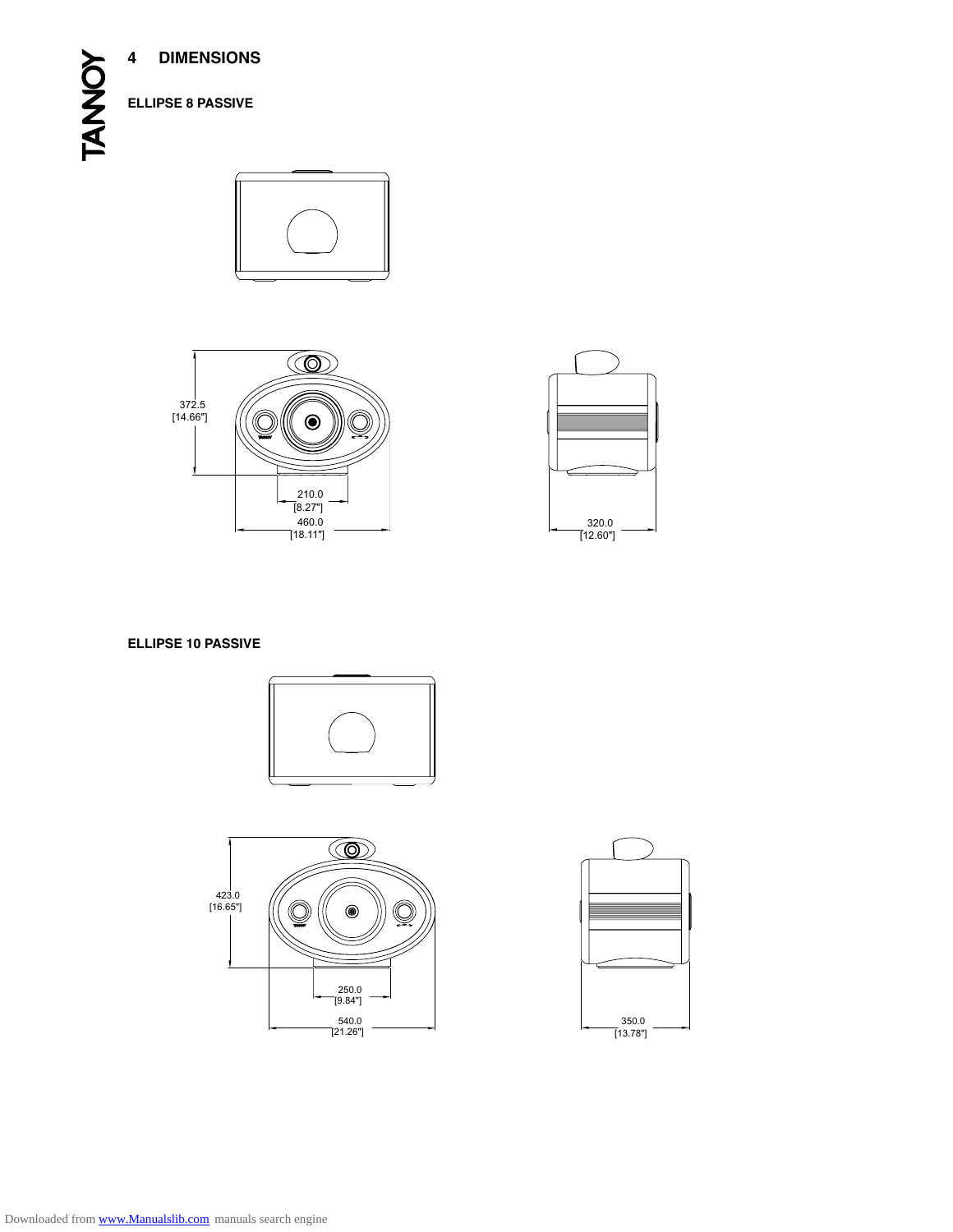# 4 DIMENSIONS

**ELLIPSE 8 PASSIVE**

372.5
[14.66"]

210.0
[8.27"]

460.0
[18.11"]

320.0
[12.60"]

**ELLIPSE 10 PASSIVE**

423.0
[16.65"]

250.0
[9.84"]

540.0
[21.26"]

350.0
[13.78"]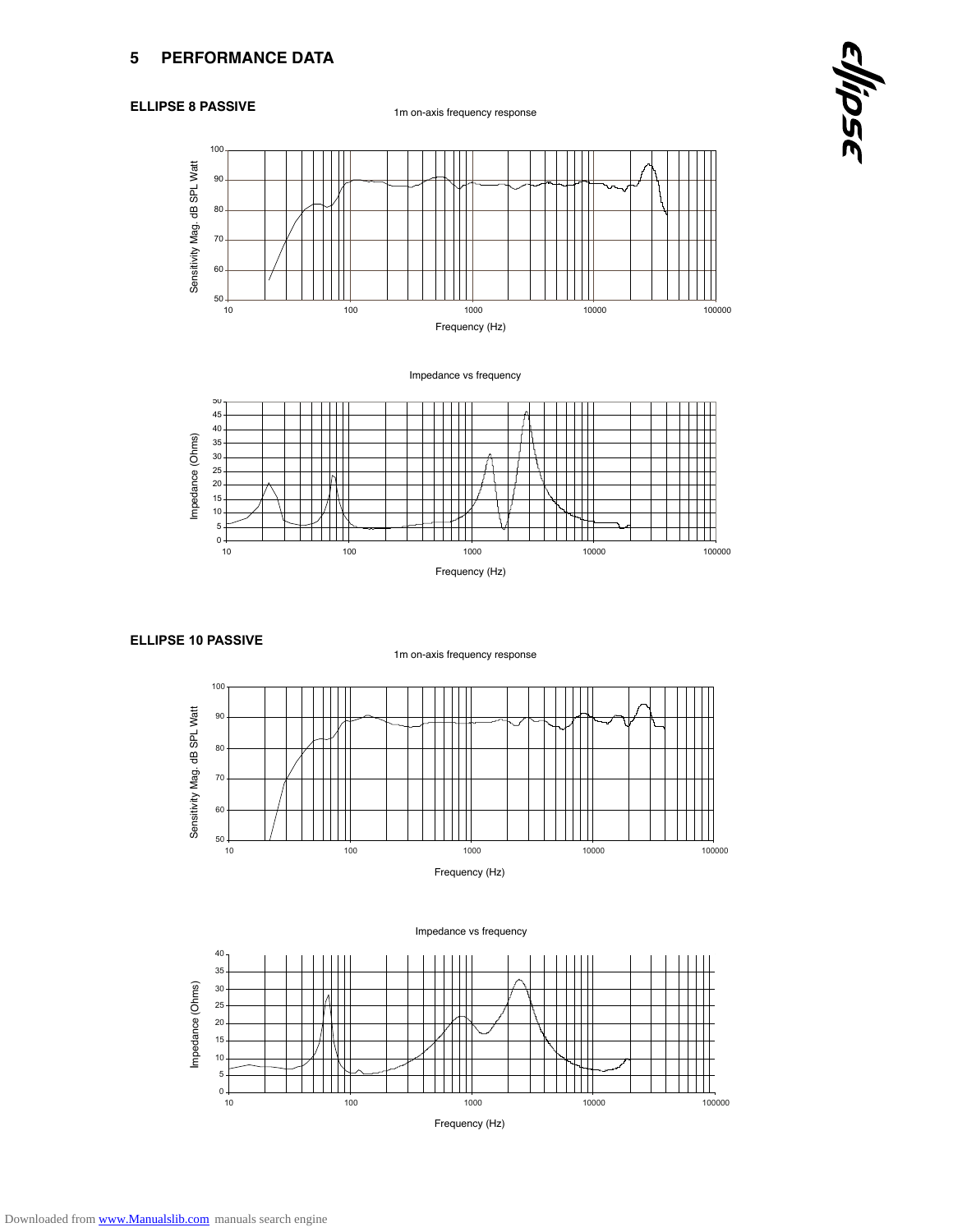## 5 PERFORMANCE DATA

### ELLIPSE 8 PASSIVE

1m on-axis frequency response

Sensitivity Mag. dB SPL Watt

Frequency (Hz)

Impedance vs frequency

Impedance (Ohms)

Frequency (Hz)

### ELLIPSE 10 PASSIVE

1m on-axis frequency response

Sensitivity Mag. dB SPL Watt

Frequency (Hz)

Impedance vs frequency

Impedance (Ohms)

Frequency (Hz)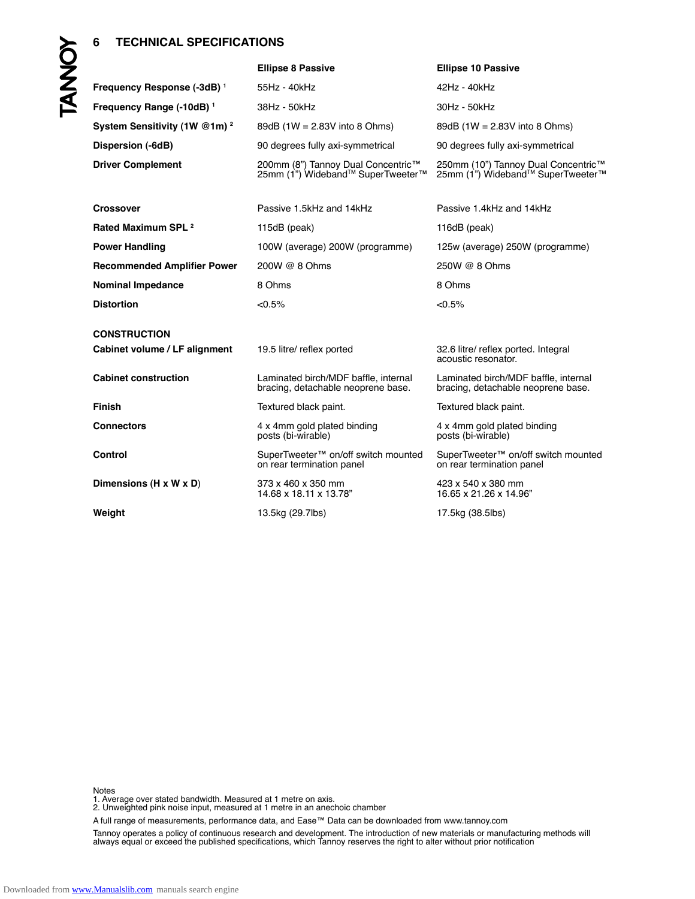## 6 TECHNICAL SPECIFICATIONS

| | Ellipse 8 Passive | Ellipse 10 Passive |
|---|---|---|
| **Frequency Response (-3dB)** [1] | 55Hz - 40kHz | 42Hz - 40kHz |
| **Frequency Range (-10dB)** [1] | 38Hz - 50kHz | 30Hz - 50kHz |
| **System Sensitivity (1W @1m)** [2] | 89dB (1W = 2.83V into 8 Ohms) | 89dB (1W = 2.83V into 8 Ohms) |
| **Dispersion (-6dB)** | 90 degrees fully axi-symmetrical | 90 degrees fully axi-symmetrical |
| **Driver Complement** | 200mm (8") Tannoy Dual Concentric™ 25mm (1") Wideband™ SuperTweeter™ | 250mm (10") Tannoy Dual Concentric™ 25mm (1") Wideband™ SuperTweeter™ |
| **Crossover** | Passive 1.5kHz and 14kHz | Passive 1.4kHz and 14kHz |
| **Rated Maximum SPL** [2] | 115dB (peak) | 116dB (peak) |
| **Power Handling** | 100W (average) 200W (programme) | 125w (average) 250W (programme) |
| **Recommended Amplifier Power** | 200W @ 8 Ohms | 250W @ 8 Ohms |
| **Nominal Impedance** | 8 Ohms | 8 Ohms |
| **Distortion** | <0.5% | <0.5% |
| **CONSTRUCTION** | | |
| **Cabinet volume / LF alignment** | 19.5 litre/ reflex ported | 32.6 litre/ reflex ported. Integral acoustic resonator. |
| **Cabinet construction** | Laminated birch/MDF baffle, internal bracing, detachable neoprene base. | Laminated birch/MDF baffle, internal bracing, detachable neoprene base. |
| **Finish** | Textured black paint. | Textured black paint. |
| **Connectors** | 4 x 4mm gold plated binding posts (bi-wirable) | 4 x 4mm gold plated binding posts (bi-wirable) |
| **Control** | SuperTweeter™ on/off switch mounted on rear termination panel | SuperTweeter™ on/off switch mounted on rear termination panel |
| **Dimensions (H x W x D)** | 373 x 460 x 350 mm 14.68 x 18.11 x 13.78" | 423 x 540 x 380 mm 16.65 x 21.26 x 14.96" |
| **Weight** | 13.5kg (29.7lbs) | 17.5kg (38.5lbs) |

Notes
1. Average over stated bandwidth. Measured at 1 metre on axis.
2. Unweighted pink noise input, measured at 1 metre in an anechoic chamber

A full range of measurements, performance data, and Ease™ Data can be downloaded from www.tannoy.com

Tannoy operates a policy of continuous research and development. The introduction of new materials or manufacturing methods will always equal or exceed the published specifications, which Tannoy reserves the right to alter without prior notification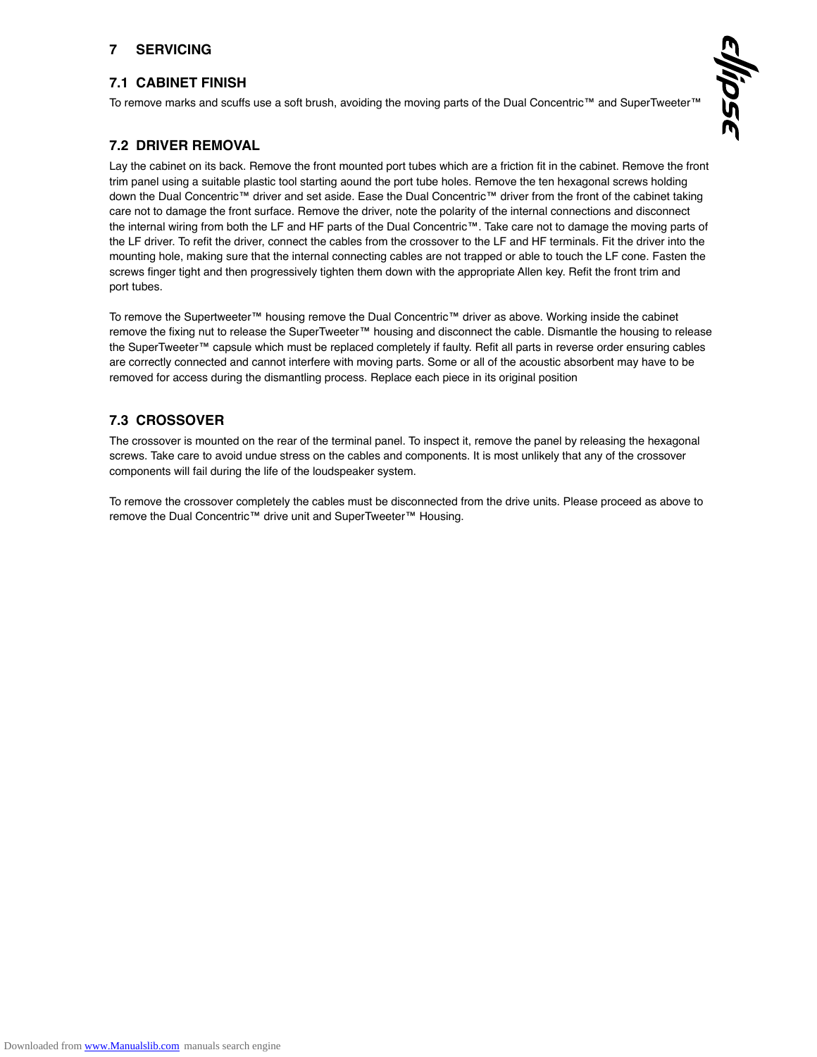# 7 SERVICING

## 7.1 CABINET FINISH

To remove marks and scuffs use a soft brush, avoiding the moving parts of the Dual Concentric™ and SuperTweeter™

## 7.2 DRIVER REMOVAL

Lay the cabinet on its back. Remove the front mounted port tubes which are a friction fit in the cabinet. Remove the front trim panel using a suitable plastic tool starting aound the port tube holes. Remove the ten hexagonal screws holding down the Dual Concentric™ driver and set aside. Ease the Dual Concentric™ driver from the front of the cabinet taking care not to damage the front surface. Remove the driver, note the polarity of the internal connections and disconnect the internal wiring from both the LF and HF parts of the Dual Concentric™. Take care not to damage the moving parts of the LF driver. To refit the driver, connect the cables from the crossover to the LF and HF terminals. Fit the driver into the mounting hole, making sure that the internal connecting cables are not trapped or able to touch the LF cone. Fasten the screws finger tight and then progressively tighten them down with the appropriate Allen key. Refit the front trim and port tubes.

To remove the Supertweeter™ housing remove the Dual Concentric™ driver as above. Working inside the cabinet remove the fixing nut to release the SuperTweeter™ housing and disconnect the cable. Dismantle the housing to release the SuperTweeter™ capsule which must be replaced completely if faulty. Refit all parts in reverse order ensuring cables are correctly connected and cannot interfere with moving parts. Some or all of the acoustic absorbent may have to be removed for access during the dismantling process. Replace each piece in its original position

## 7.3 CROSSOVER

The crossover is mounted on the rear of the terminal panel. To inspect it, remove the panel by releasing the hexagonal screws. Take care to avoid undue stress on the cables and components. It is most unlikely that any of the crossover components will fail during the life of the loudspeaker system.

To remove the crossover completely the cables must be disconnected from the drive units. Please proceed as above to remove the Dual Concentric™ drive unit and SuperTweeter™ Housing.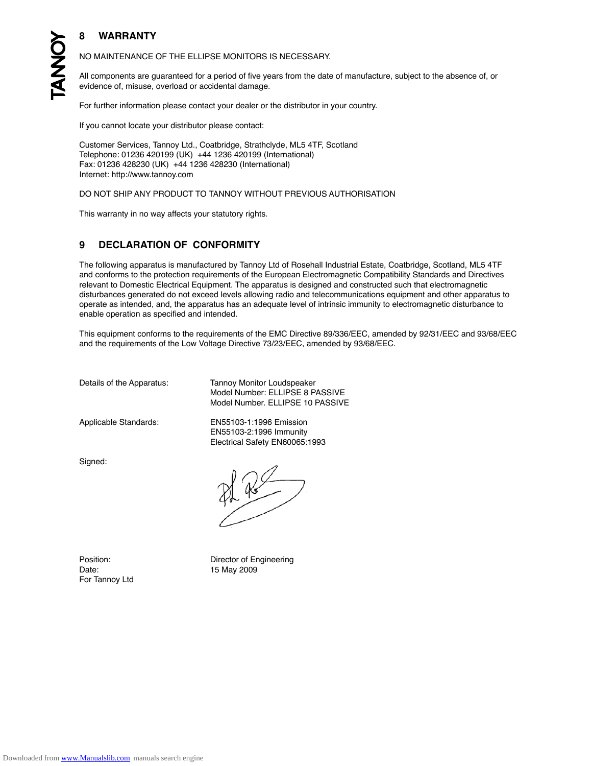## 8 WARRANTY

NO MAINTENANCE OF THE ELLIPSE MONITORS IS NECESSARY.

All components are guaranteed for a period of five years from the date of manufacture, subject to the absence of, or evidence of, misuse, overload or accidental damage.

For further information please contact your dealer or the distributor in your country.

If you cannot locate your distributor please contact:

Customer Services, Tannoy Ltd., Coatbridge, Strathclyde, ML5 4TF, Scotland
Telephone: 01236 420199 (UK) +44 1236 420199 (International)
Fax: 01236 428230 (UK) +44 1236 428230 (International)
Internet: http://www.tannoy.com

DO NOT SHIP ANY PRODUCT TO TANNOY WITHOUT PREVIOUS AUTHORISATION

This warranty in no way affects your statutory rights.

## 9 DECLARATION OF CONFORMITY

The following apparatus is manufactured by Tannoy Ltd of Rosehall Industrial Estate, Coatbridge, Scotland, ML5 4TF and conforms to the protection requirements of the European Electromagnetic Compatibility Standards and Directives relevant to Domestic Electrical Equipment. The apparatus is designed and constructed such that electromagnetic disturbances generated do not exceed levels allowing radio and telecommunications equipment and other apparatus to operate as intended, and, the apparatus has an adequate level of intrinsic immunity to electromagnetic disturbance to enable operation as specified and intended.

This equipment conforms to the requirements of the EMC Directive 89/336/EEC, amended by 92/31/EEC and 93/68/EEC and the requirements of the Low Voltage Directive 73/23/EEC, amended by 93/68/EEC.

Details of the Apparatus: Tannoy Monitor Loudspeaker
Model Number: ELLIPSE 8 PASSIVE
Model Number. ELLIPSE 10 PASSIVE

Applicable Standards: EN55103-1:1996 Emission
EN55103-2:1996 Immunity
Electrical Safety EN60065:1993

Signed:

Position: Director of Engineering
Date: 15 May 2009
For Tannoy Ltd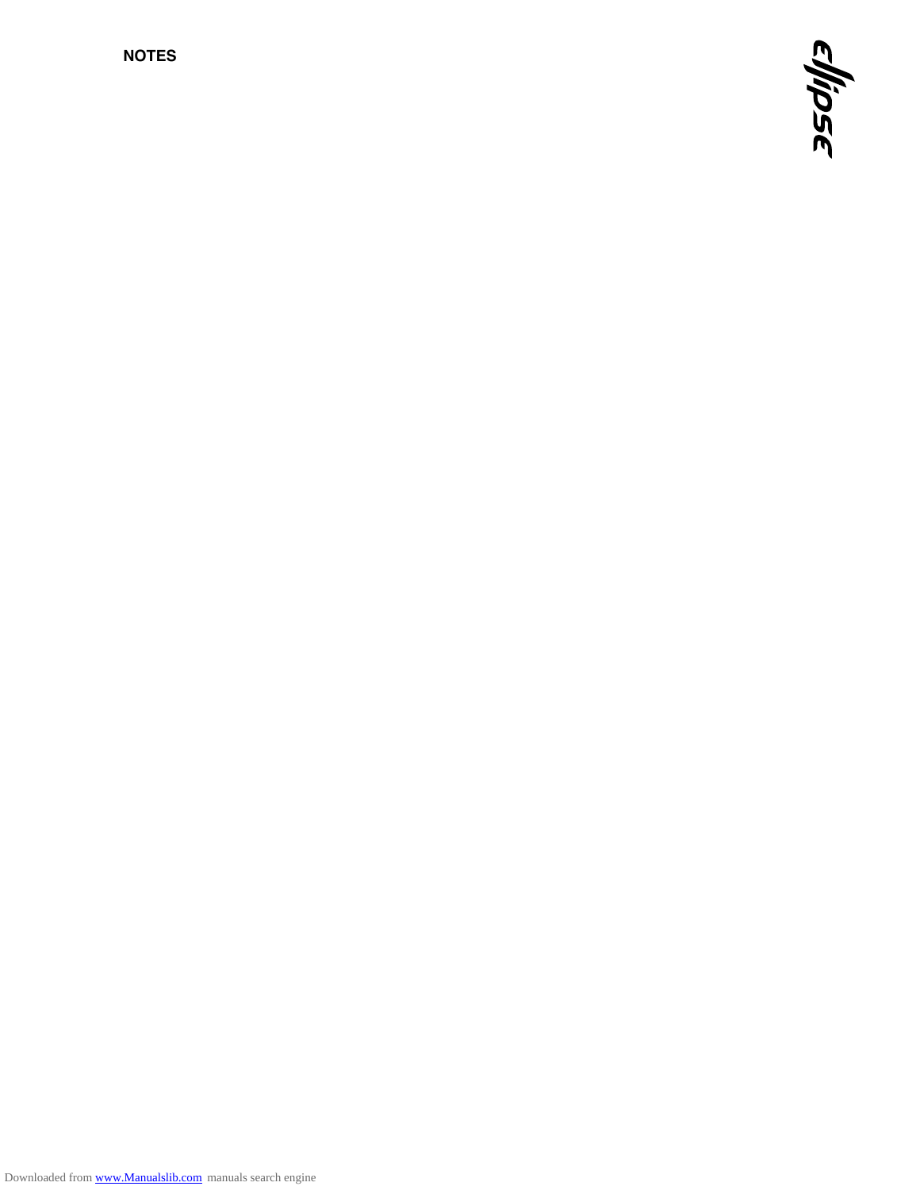**NOTES**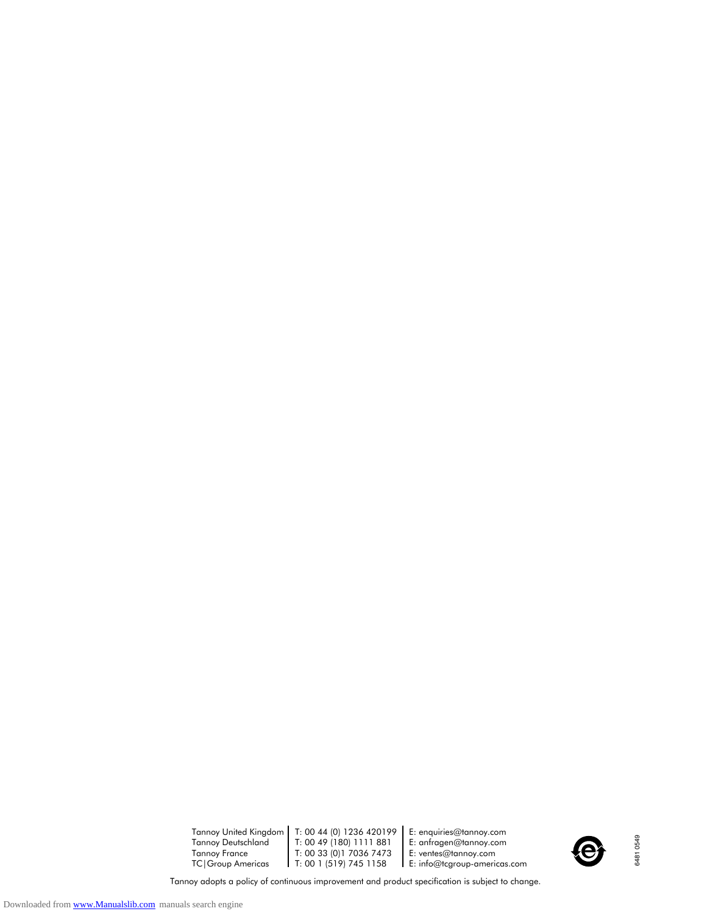| | | |
|---|---|---|
| Tannoy United Kingdom | T: 00 44 (0) 1236 420199 | E: enquiries@tannoy.com |
| Tannoy Deutschland | T: 00 49 (180) 1111 881 | E: anfragen@tannoy.com |
| Tannoy France | T: 00 33 (0)1 7036 7473 | E: ventes@tannoy.com |
| TC\|Group Americas | T: 00 1 (519) 745 1158 | E: info@tcgroup-americas.com |

6481 0549

Tannoy adopts a policy of continuous improvement and product specification is subject to change.